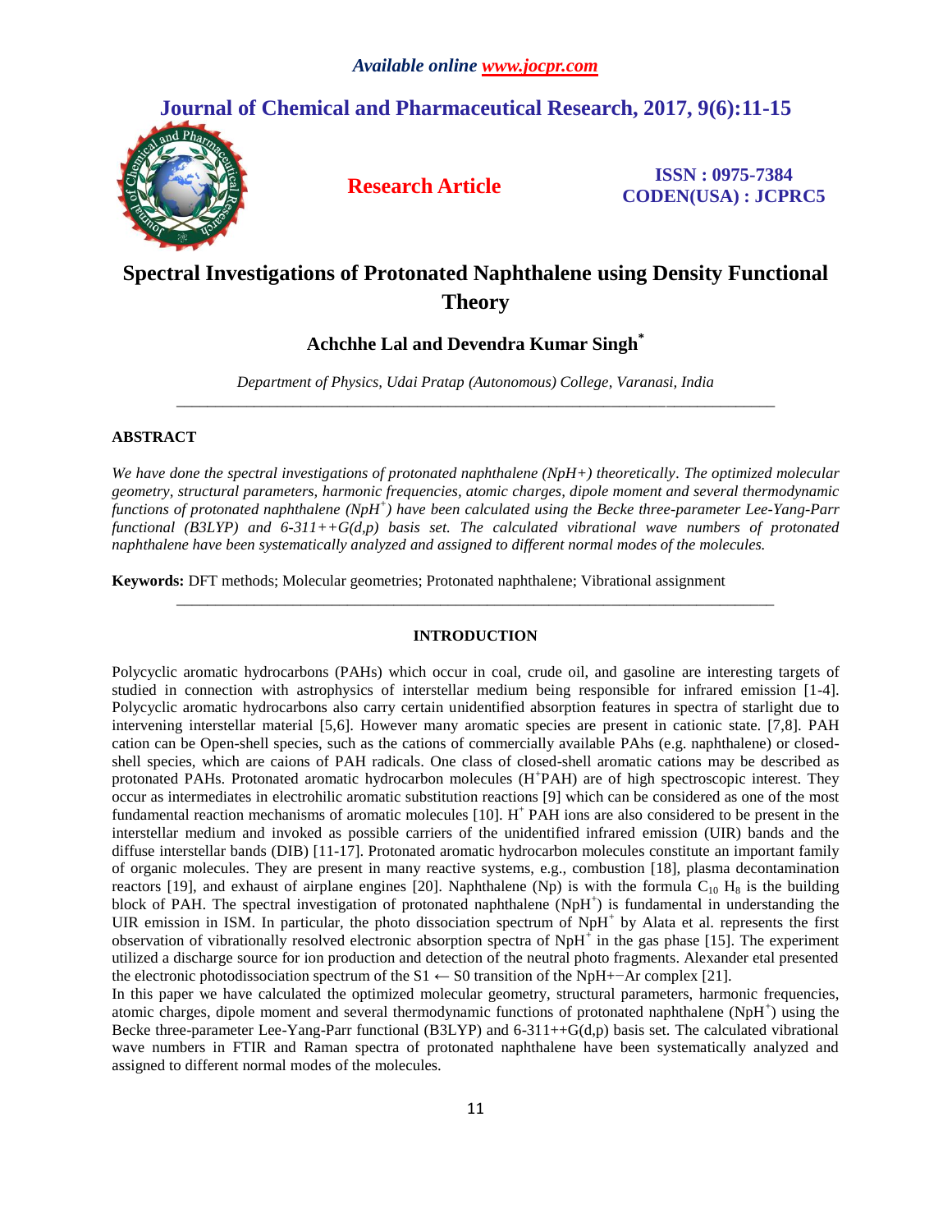# Spectral Investigations of Protonated Naphthalene using Density Functional Theory

**Achchhe Lal and Devendra Kumar Singh***

*Department of Physics, Udai Pratap (Autonomous) College, Varanasi, India*

---

## ABSTRACT

*We have done the spectral investigations of protonated naphthalene (NpH+) theoretically. The optimized molecular geometry, structural parameters, harmonic frequencies, atomic charges, dipole moment and several thermodynamic functions of protonated naphthalene ($NpH^+$) have been calculated using the Becke three-parameter Lee-Yang-Parr functional (B3LYP) and 6-311++G(d,p) basis set. The calculated vibrational wave numbers of protonated naphthalene have been systematically analyzed and assigned to different normal modes of the molecules.*

**Keywords:** DFT methods; Molecular geometries; Protonated naphthalene; Vibrational assignment

---

## INTRODUCTION

Polycyclic aromatic hydrocarbons (PAHs) which occur in coal, crude oil, and gasoline are interesting targets of studied in connection with astrophysics of interstellar medium being responsible for infrared emission [1-4]. Polycyclic aromatic hydrocarbons also carry certain unidentified absorption features in spectra of starlight due to intervening interstellar material [5,6]. However many aromatic species are present in cationic state. [7,8]. PAH cation can be Open-shell species, such as the cations of commercially available PAhs (e.g. naphthalene) or closed-shell species, which are caions of PAH radicals. One class of closed-shell aromatic cations may be described as protonated PAHs. Protonated aromatic hydrocarbon molecules ($H^+$PAH) are of high spectroscopic interest. They occur as intermediates in electrohilic aromatic substitution reactions [9] which can be considered as one of the most fundamental reaction mechanisms of aromatic molecules [10]. $H^+$ PAH ions are also considered to be present in the interstellar medium and invoked as possible carriers of the unidentified infrared emission (UIR) bands and the diffuse interstellar bands (DIB) [11-17]. Protonated aromatic hydrocarbon molecules constitute an important family of organic molecules. They are present in many reactive systems, e.g., combustion [18], plasma decontamination reactors [19], and exhaust of airplane engines [20]. Naphthalene (Np) is with the formula $C_{10}$ $H_8$ is the building block of PAH. The spectral investigation of protonated naphthalene ($NpH^+$) is fundamental in understanding the UIR emission in ISM. In particular, the photo dissociation spectrum of $NpH^+$ by Alata et al. represents the first observation of vibrationally resolved electronic absorption spectra of $NpH^+$ in the gas phase [15]. The experiment utilized a discharge source for ion production and detection of the neutral photo fragments. Alexander etal presented the electronic photodissociation spectrum of the S1 ← S0 transition of the NpH+−Ar complex [21].

In this paper we have calculated the optimized molecular geometry, structural parameters, harmonic frequencies, atomic charges, dipole moment and several thermodynamic functions of protonated naphthalene ($NpH^+$) using the Becke three-parameter Lee-Yang-Parr functional (B3LYP) and 6-311++G(d,p) basis set. The calculated vibrational wave numbers in FTIR and Raman spectra of protonated naphthalene have been systematically analyzed and assigned to different normal modes of the molecules.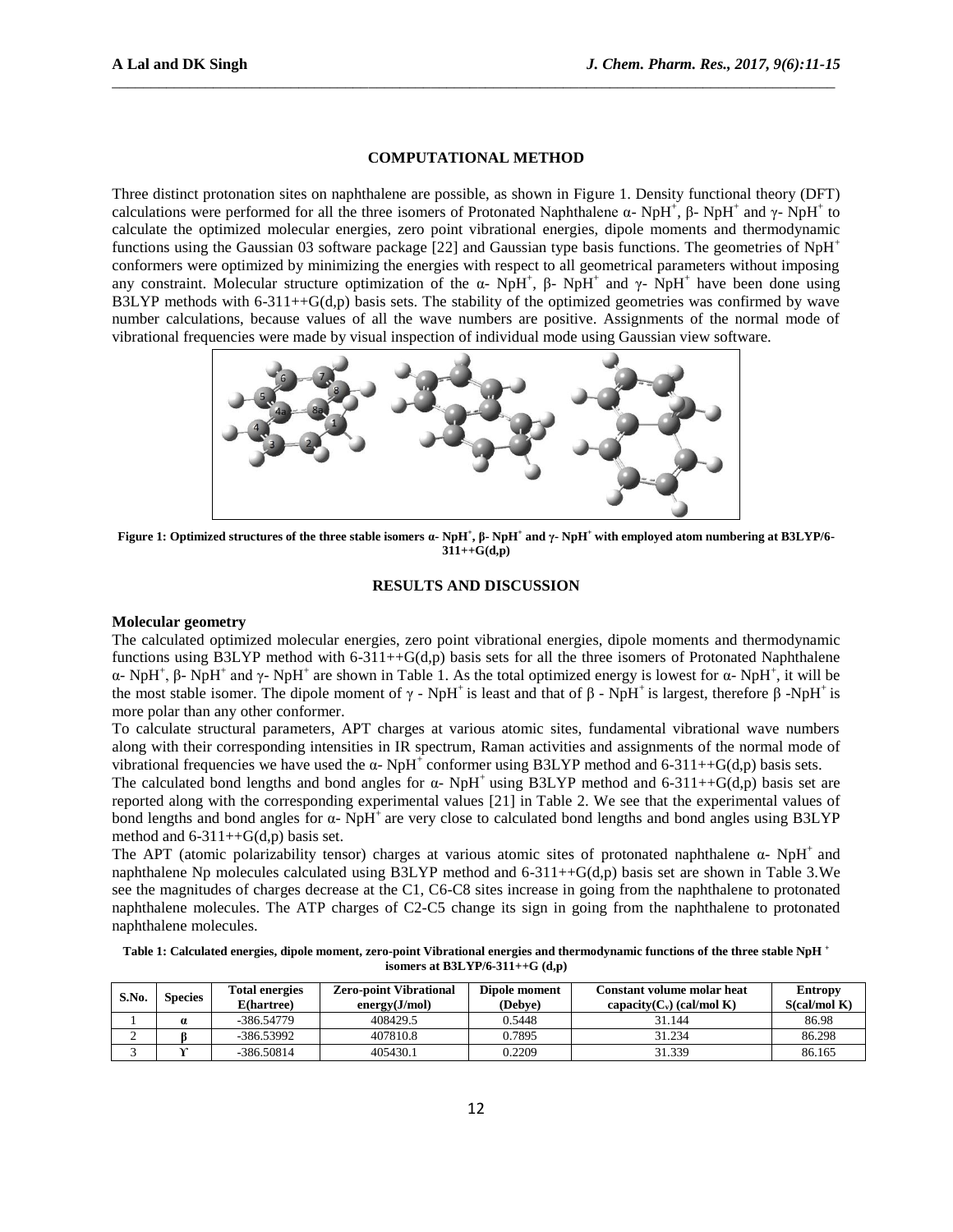## COMPUTATIONAL METHOD

Three distinct protonation sites on naphthalene are possible, as shown in Figure 1. Density functional theory (DFT) calculations were performed for all the three isomers of Protonated Naphthalene α- $NpH^+$, β- $NpH^+$ and γ- $NpH^+$ to calculate the optimized molecular energies, zero point vibrational energies, dipole moments and thermodynamic functions using the Gaussian 03 software package [22] and Gaussian type basis functions. The geometries of $NpH^+$ conformers were optimized by minimizing the energies with respect to all geometrical parameters without imposing any constraint. Molecular structure optimization of the α- $NpH^+$, β- $NpH^+$ and γ- $NpH^+$ have been done using B3LYP methods with 6-311++G(d,p) basis sets. The stability of the optimized geometries was confirmed by wave number calculations, because values of all the wave numbers are positive. Assignments of the normal mode of vibrational frequencies were made by visual inspection of individual mode using Gaussian view software.

**Figure 1: Optimized structures of the three stable isomers α- $NpH^+$, β- $NpH^+$ and γ- $NpH^+$ with employed atom numbering at B3LYP/6-311++G(d,p)**

## RESULTS AND DISCUSSION

### Molecular geometry

The calculated optimized molecular energies, zero point vibrational energies, dipole moments and thermodynamic functions using B3LYP method with 6-311++G(d,p) basis sets for all the three isomers of Protonated Naphthalene α- $NpH^+$, β- $NpH^+$ and γ- $NpH^+$ are shown in Table 1. As the total optimized energy is lowest for α- $NpH^+$, it will be the most stable isomer. The dipole moment of γ - $NpH^+$ is least and that of β - $NpH^+$ is largest, therefore β -$NpH^+$ is more polar than any other conformer.

To calculate structural parameters, APT charges at various atomic sites, fundamental vibrational wave numbers along with their corresponding intensities in IR spectrum, Raman activities and assignments of the normal mode of vibrational frequencies we have used the α- $NpH^+$ conformer using B3LYP method and 6-311++G(d,p) basis sets.

The calculated bond lengths and bond angles for α- $NpH^+$ using B3LYP method and 6-311++G(d,p) basis set are reported along with the corresponding experimental values [21] in Table 2. We see that the experimental values of bond lengths and bond angles for α- $NpH^+$ are very close to calculated bond lengths and bond angles using B3LYP method and 6-311++G(d,p) basis set.

The APT (atomic polarizability tensor) charges at various atomic sites of protonated naphthalene α- $NpH^+$ and naphthalene Np molecules calculated using B3LYP method and 6-311++G(d,p) basis set are shown in Table 3.We see the magnitudes of charges decrease at the C1, C6-C8 sites increase in going from the naphthalene to protonated naphthalene molecules. The ATP charges of C2-C5 change its sign in going from the naphthalene to protonated naphthalene molecules.

**Table 1: Calculated energies, dipole moment, zero-point Vibrational energies and thermodynamic functions of the three stable $NpH^+$ isomers at B3LYP/6-311++G (d,p)**

| S.No. | Species | Total energies E(hartree) | Zero-point Vibrational energy(J/mol) | Dipole moment (Debye) | Constant volume molar heat capacity($C_v$) (cal/mol K) | Entropy S(cal/mol K) |
|---|---|---|---|---|---|---|
| 1 | α | -386.54779 | 408429.5 | 0.5448 | 31.144 | 86.98 |
| 2 | β | -386.53992 | 407810.8 | 0.7895 | 31.234 | 86.298 |
| 3 | ϒ | -386.50814 | 405430.1 | 0.2209 | 31.339 | 86.165 |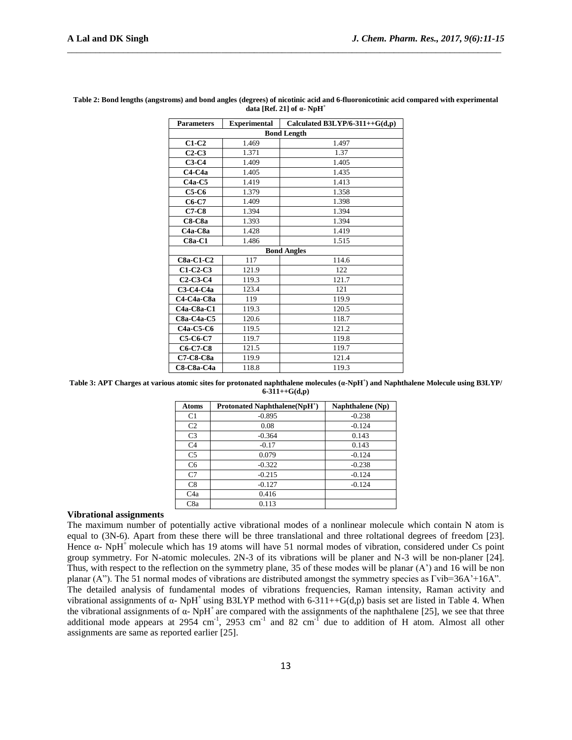**Table 2: Bond lengths (angstroms) and bond angles (degrees) of nicotinic acid and 6-fluoronicotinic acid compared with experimental data [Ref. 21] of α- $NpH^+$**

| Parameters | Experimental | Calculated B3LYP/6-311++G(d,p) |
|---|---|---|
| **Bond Length** | | |
| **C1-C2** | 1.469 | 1.497 |
| **C2-C3** | 1.371 | 1.37 |
| **C3-C4** | 1.409 | 1.405 |
| **C4-C4a** | 1.405 | 1.435 |
| **C4a-C5** | 1.419 | 1.413 |
| **C5-C6** | 1.379 | 1.358 |
| **C6-C7** | 1.409 | 1.398 |
| **C7-C8** | 1.394 | 1.394 |
| **C8-C8a** | 1.393 | 1.394 |
| **C4a-C8a** | 1.428 | 1.419 |
| **C8a-C1** | 1.486 | 1.515 |
| **Bond Angles** | | |
| **C8a-C1-C2** | 117 | 114.6 |
| **C1-C2-C3** | 121.9 | 122 |
| **C2-C3-C4** | 119.3 | 121.7 |
| **C3-C4-C4a** | 123.4 | 121 |
| **C4-C4a-C8a** | 119 | 119.9 |
| **C4a-C8a-C1** | 119.3 | 120.5 |
| **C8a-C4a-C5** | 120.6 | 118.7 |
| **C4a-C5-C6** | 119.5 | 121.2 |
| **C5-C6-C7** | 119.7 | 119.8 |
| **C6-C7-C8** | 121.5 | 119.7 |
| **C7-C8-C8a** | 119.9 | 121.4 |
| **C8-C8a-C4a** | 118.8 | 119.3 |

**Table 3: APT Charges at various atomic sites for protonated naphthalene molecules (α-$NpH^+$) and Naphthalene Molecule using B3LYP/ 6-311++G(d,p)**

| Atoms | Protonated Naphthalene($NpH^+$) | Naphthalene (Np) |
|---|---|---|
| C1 | -0.895 | -0.238 |
| C2 | 0.08 | -0.124 |
| C3 | -0.364 | 0.143 |
| C4 | -0.17 | 0.143 |
| C5 | 0.079 | -0.124 |
| C6 | -0.322 | -0.238 |
| C7 | -0.215 | -0.124 |
| C8 | -0.127 | -0.124 |
| C4a | 0.416 | |
| C8a | 0.113 | |

### Vibrational assignments

The maximum number of potentially active vibrational modes of a nonlinear molecule which contain N atom is equal to (3N-6). Apart from these there will be three translational and three roltational degrees of freedom [23]. Hence α- $NpH^+$ molecule which has 19 atoms will have 51 normal modes of vibration, considered under Cs point group symmetry. For N-atomic molecules. 2N-3 of its vibrations will be planer and N-3 will be non-planer [24]. Thus, with respect to the reflection on the symmetry plane, 35 of these modes will be planar (A') and 16 will be non planar (A"). The 51 normal modes of vibrations are distributed amongst the symmetry species as $\Gamma_{vib}$=36A'+16A".

The detailed analysis of fundamental modes of vibrations frequencies, Raman intensity, Raman activity and vibrational assignments of α- $NpH^+$ using B3LYP method with 6-311++G(d,p) basis set are listed in Table 4. When the vibrational assignments of α- $NpH^+$ are compared with the assignments of the naphthalene [25], we see that three additional mode appears at 2954 $cm^{-1}$, 2953 $cm^{-1}$ and 82 $cm^{-1}$ due to addition of H atom. Almost all other assignments are same as reported earlier [25].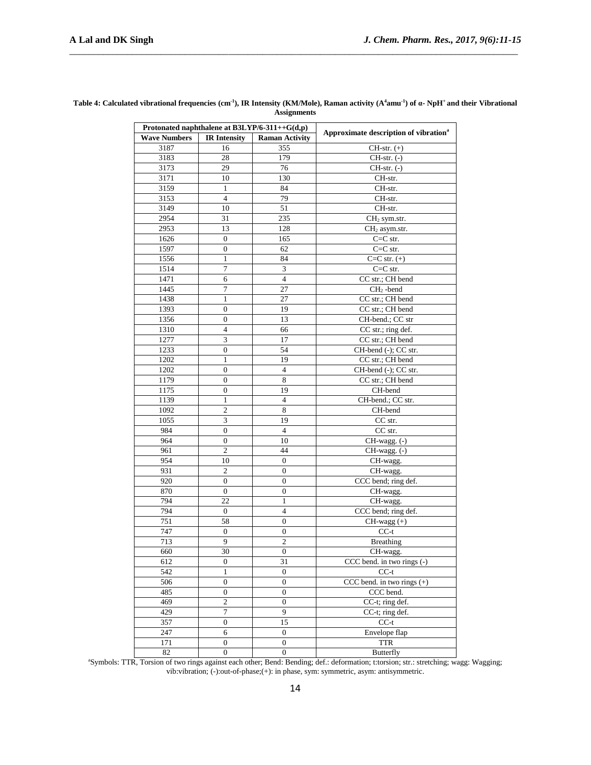**Table 4: Calculated vibrational frequencies ($cm^{-1}$), IR Intensity (KM/Mole), Raman activity ($A^4amu^{-1}$) of α- $NpH^+$ and their Vibrational Assignments**

| Protonated naphthalene at B3LYP/6-311++G(d,p) | | | Approximate description of vibration[a] |
|---|---|---|---|
| Wave Numbers | IR Intensity | Raman Activity | |
| 3187 | 16 | 355 | CH-str. (+) |
| 3183 | 28 | 179 | CH-str. (-) |
| 3173 | 29 | 76 | CH-str. (-) |
| 3171 | 10 | 130 | CH-str. |
| 3159 | 1 | 84 | CH-str. |
| 3153 | 4 | 79 | CH-str. |
| 3149 | 10 | 51 | CH-str. |
| 2954 | 31 | 235 | $CH_2$ sym.str. |
| 2953 | 13 | 128 | $CH_2$ asym.str. |
| 1626 | 0 | 165 | C=C str. |
| 1597 | 0 | 62 | C=C str. |
| 1556 | 1 | 84 | C=C str. (+) |
| 1514 | 7 | 3 | C=C str. |
| 1471 | 6 | 4 | CC str.; CH bend |
| 1445 | 7 | 27 | $CH_2$ -bend |
| 1438 | 1 | 27 | CC str.; CH bend |
| 1393 | 0 | 19 | CC str.; CH bend |
| 1356 | 0 | 13 | CH-bend.; CC str |
| 1310 | 4 | 66 | CC str.; ring def. |
| 1277 | 3 | 17 | CC str.; CH bend |
| 1233 | 0 | 54 | CH-bend (-); CC str. |
| 1202 | 1 | 19 | CC str.; CH bend |
| 1202 | 0 | 4 | CH-bend (-); CC str. |
| 1179 | 0 | 8 | CC str.; CH bend |
| 1175 | 0 | 19 | CH-bend |
| 1139 | 1 | 4 | CH-bend.; CC str. |
| 1092 | 2 | 8 | CH-bend |
| 1055 | 3 | 19 | CC str. |
| 984 | 0 | 4 | CC str. |
| 964 | 0 | 10 | CH-wagg. (-) |
| 961 | 2 | 44 | CH-wagg. (-) |
| 954 | 10 | 0 | CH-wagg. |
| 931 | 2 | 0 | CH-wagg. |
| 920 | 0 | 0 | CCC bend; ring def. |
| 870 | 0 | 0 | CH-wagg. |
| 794 | 22 | 1 | CH-wagg. |
| 794 | 0 | 4 | CCC bend; ring def. |
| 751 | 58 | 0 | CH-wagg (+) |
| 747 | 0 | 0 | CC-t |
| 713 | 9 | 2 | Breathing |
| 660 | 30 | 0 | CH-wagg. |
| 612 | 0 | 31 | CCC bend. in two rings (-) |
| 542 | 1 | 0 | CC-t |
| 506 | 0 | 0 | CCC bend. in two rings (+) |
| 485 | 0 | 0 | CCC bend. |
| 469 | 2 | 0 | CC-t; ring def. |
| 429 | 7 | 9 | CC-t; ring def. |
| 357 | 0 | 15 | CC-t |
| 247 | 6 | 0 | Envelope flap |
| 171 | 0 | 0 | TTR |
| 82 | 0 | 0 | Butterfly |

[a]Symbols: TTR, Torsion of two rings against each other; Bend: Bending; def.: deformation; t:torsion; str.: stretching; wagg: Wagging; vib:vibration; (-):out-of-phase;(+): in phase, sym: symmetric, asym: antisymmetric.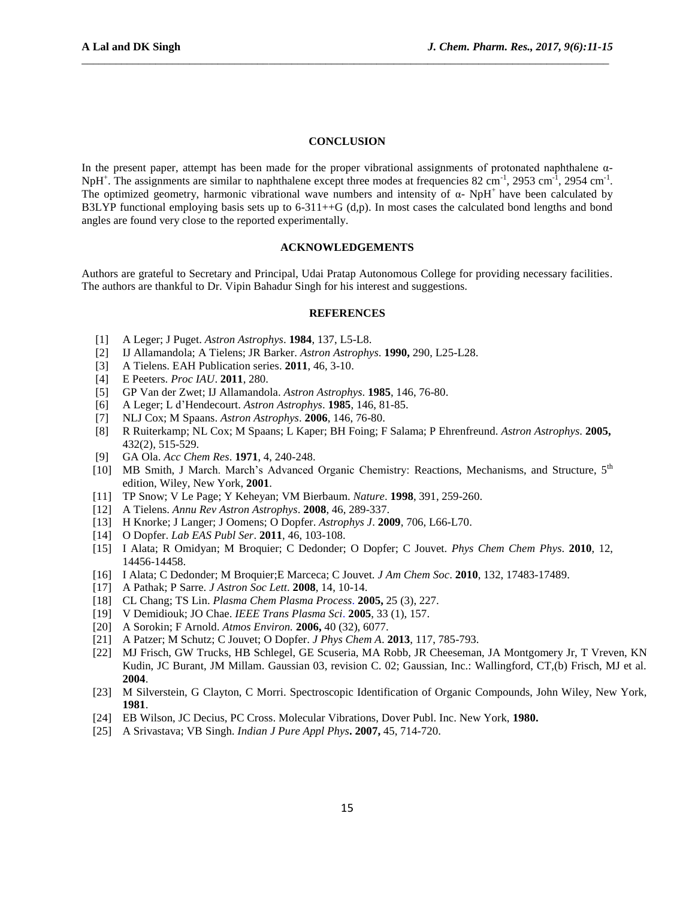## CONCLUSION

In the present paper, attempt has been made for the proper vibrational assignments of protonated naphthalene α-$NpH^+$. The assignments are similar to naphthalene except three modes at frequencies 82 $cm^{-1}$, 2953 $cm^{-1}$, 2954 $cm^{-1}$. The optimized geometry, harmonic vibrational wave numbers and intensity of α- $NpH^+$ have been calculated by B3LYP functional employing basis sets up to 6-311++G (d,p). In most cases the calculated bond lengths and bond angles are found very close to the reported experimentally.

## ACKNOWLEDGEMENTS

Authors are grateful to Secretary and Principal, Udai Pratap Autonomous College for providing necessary facilities. The authors are thankful to Dr. Vipin Bahadur Singh for his interest and suggestions.

## REFERENCES

[1] A Leger; J Puget. *Astron Astrophys*. **1984**, 137, L5-L8.
[2] IJ Allamandola; A Tielens; JR Barker. *Astron Astrophys*. **1990,** 290, L25-L28.
[3] A Tielens. EAH Publication series. **2011**, 46, 3-10.
[4] E Peeters. *Proc IAU*. **2011**, 280.
[5] GP Van der Zwet; IJ Allamandola. *Astron Astrophys*. **1985**, 146, 76-80.
[6] A Leger; L d'Hendecourt. *Astron Astrophys*. **1985**, 146, 81-85.
[7] NLJ Cox; M Spaans. *Astron Astrophys*. **2006**, 146, 76-80.
[8] R Ruiterkamp; NL Cox; M Spaans; L Kaper; BH Foing; F Salama; P Ehrenfreund. *Astron Astrophys*. **2005,** 432(2), 515-529.
[9] GA Ola. *Acc Chem Res*. **1971**, 4, 240-248.
[10] MB Smith, J March. March's Advanced Organic Chemistry: Reactions, Mechanisms, and Structure, 5th edition, Wiley, New York, **2001**.
[11] TP Snow; V Le Page; Y Keheyan; VM Bierbaum. *Nature*. **1998**, 391, 259-260.
[12] A Tielens. *Annu Rev Astron Astrophys*. **2008**, 46, 289-337.
[13] H Knorke; J Langer; J Oomens; O Dopfer. *Astrophys J*. **2009**, 706, L66-L70.
[14] O Dopfer. *Lab EAS Publ Ser*. **2011**, 46, 103-108.
[15] I Alata; R Omidyan; M Broquier; C Dedonder; O Dopfer; C Jouvet. *Phys Chem Chem Phys*. **2010**, 12, 14456-14458.
[16] I Alata; C Dedonder; M Broquier;E Marceca; C Jouvet. *J Am Chem Soc*. **2010**, 132, 17483-17489.
[17] A Pathak; P Sarre. *J Astron Soc Lett*. **2008**, 14, 10-14.
[18] CL Chang; TS Lin. *Plasma Chem Plasma Process*. **2005,** 25 (3), 227.
[19] V Demidiouk; JO Chae. *IEEE Trans Plasma Sci*. **2005**, 33 (1), 157.
[20] A Sorokin; F Arnold. *Atmos Environ.* **2006,** 40 (32), 6077.
[21] A Patzer; M Schutz; C Jouvet; O Dopfer. *J Phys Chem A*. **2013**, 117, 785-793.
[22] MJ Frisch, GW Trucks, HB Schlegel, GE Scuseria, MA Robb, JR Cheeseman, JA Montgomery Jr, T Vreven, KN Kudin, JC Burant, JM Millam. Gaussian 03, revision C. 02; Gaussian, Inc.: Wallingford, CT,(b) Frisch, MJ et al. **2004**.
[23] M Silverstein, G Clayton, C Morri. Spectroscopic Identification of Organic Compounds, John Wiley, New York, **1981**.
[24] EB Wilson, JC Decius, PC Cross. Molecular Vibrations, Dover Publ. Inc. New York, **1980.**
[25] A Srivastava; VB Singh. *Indian J Pure Appl Phys***. 2007,** 45, 714-720.